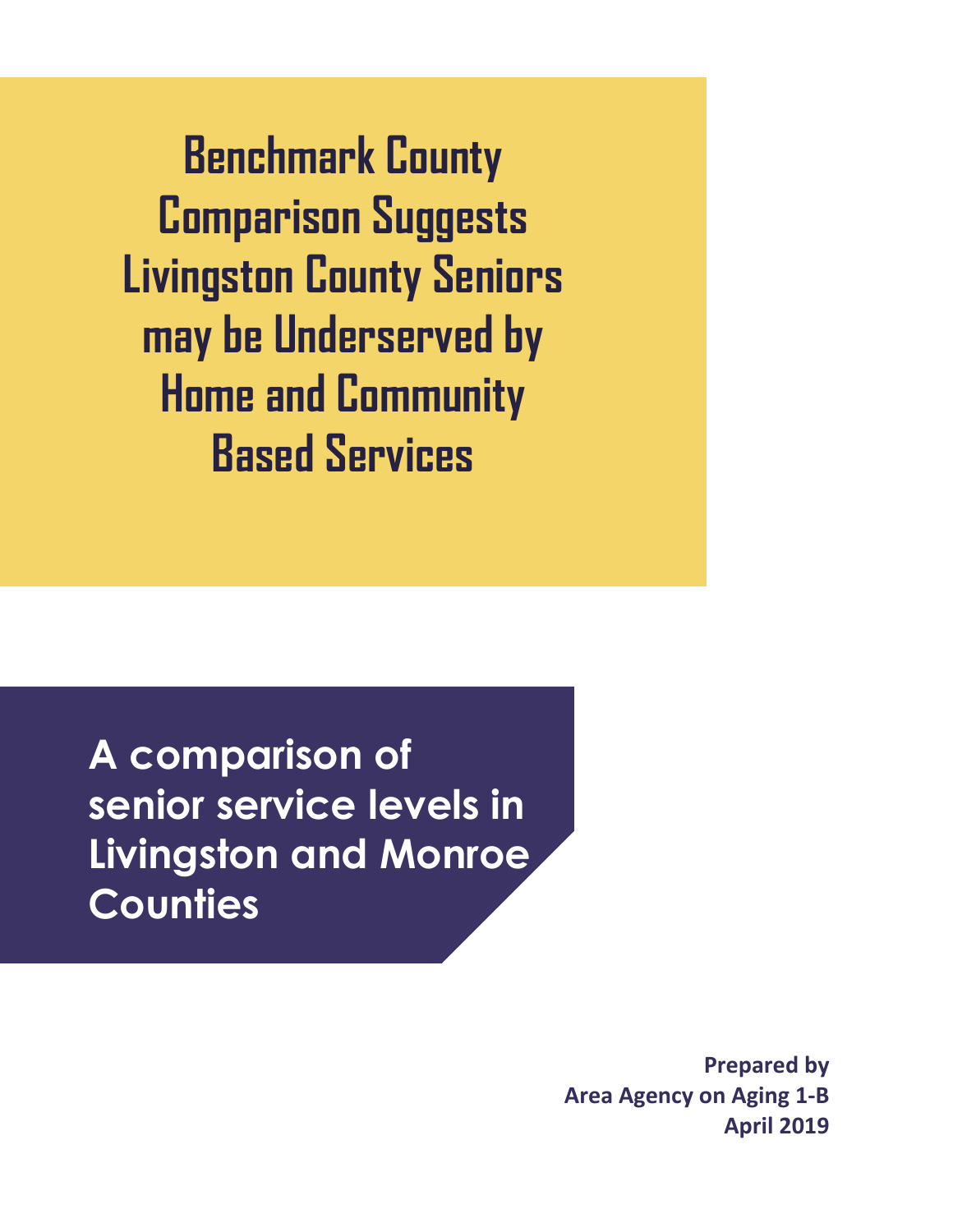# Benchmark County Comparison Suggests Livingston County Seniors may be Underserved by Home and Community Based Services

## A comparison of senior service levels in Livingston and Monroe Counties

**Prepared by**
**Area Agency on Aging 1-B**
**April 2019**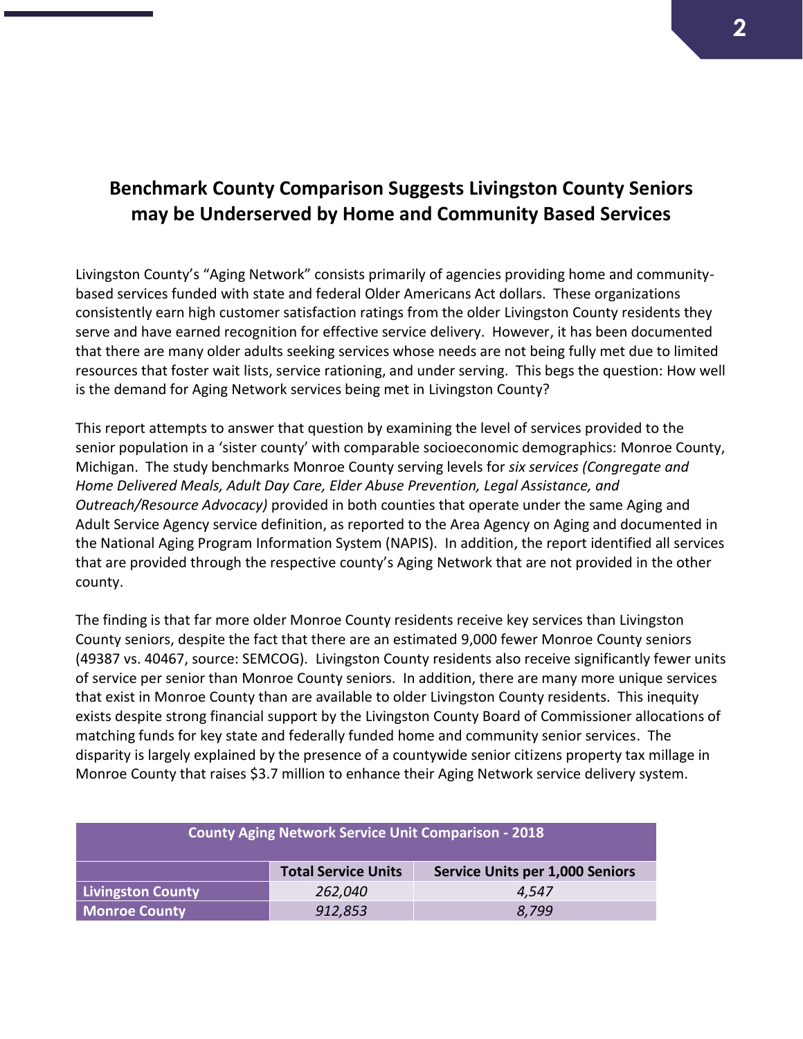## Benchmark County Comparison Suggests Livingston County Seniors may be Underserved by Home and Community Based Services

Livingston County's "Aging Network" consists primarily of agencies providing home and community-based services funded with state and federal Older Americans Act dollars. These organizations consistently earn high customer satisfaction ratings from the older Livingston County residents they serve and have earned recognition for effective service delivery. However, it has been documented that there are many older adults seeking services whose needs are not being fully met due to limited resources that foster wait lists, service rationing, and under serving. This begs the question: How well is the demand for Aging Network services being met in Livingston County?

This report attempts to answer that question by examining the level of services provided to the senior population in a 'sister county' with comparable socioeconomic demographics: Monroe County, Michigan. The study benchmarks Monroe County serving levels for *six services (Congregate and Home Delivered Meals, Adult Day Care, Elder Abuse Prevention, Legal Assistance, and Outreach/Resource Advocacy)* provided in both counties that operate under the same Aging and Adult Service Agency service definition, as reported to the Area Agency on Aging and documented in the National Aging Program Information System (NAPIS). In addition, the report identified all services that are provided through the respective county's Aging Network that are not provided in the other county.

The finding is that far more older Monroe County residents receive key services than Livingston County seniors, despite the fact that there are an estimated 9,000 fewer Monroe County seniors (49387 vs. 40467, source: SEMCOG). Livingston County residents also receive significantly fewer units of service per senior than Monroe County seniors. In addition, there are many more unique services that exist in Monroe County than are available to older Livingston County residents. This inequity exists despite strong financial support by the Livingston County Board of Commissioner allocations of matching funds for key state and federally funded home and community senior services. The disparity is largely explained by the presence of a countywide senior citizens property tax millage in Monroe County that raises $3.7 million to enhance their Aging Network service delivery system.

| County Aging Network Service Unit Comparison - 2018 | | |
|---|---|---|
| | **Total Service Units** | **Service Units per 1,000 Seniors** |
| **Livingston County** | *262,040* | *4,547* |
| **Monroe County** | *912,853* | *8,799* |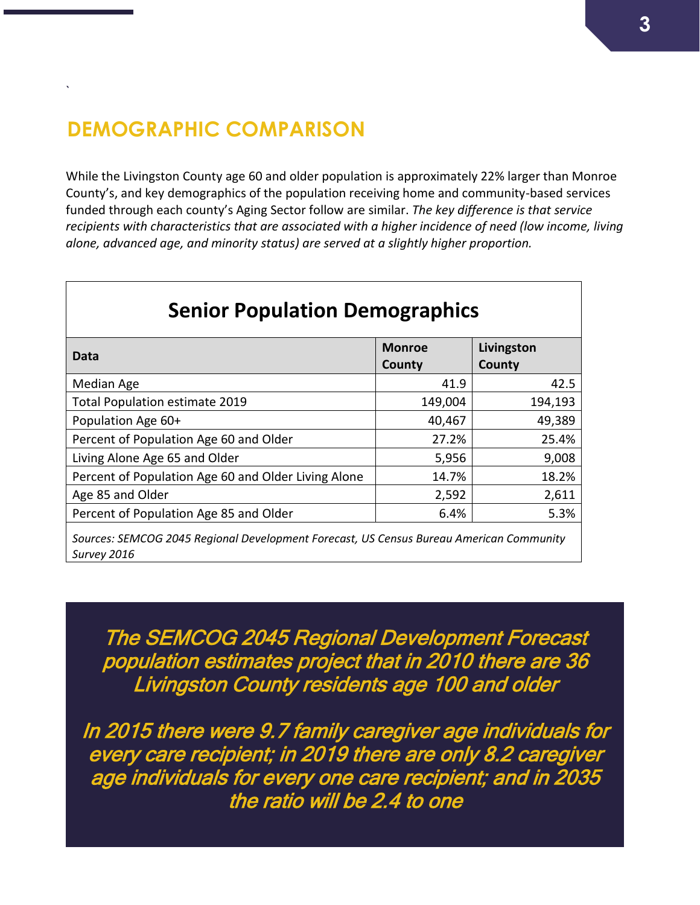`

## DEMOGRAPHIC COMPARISON

While the Livingston County age 60 and older population is approximately 22% larger than Monroe County's, and key demographics of the population receiving home and community-based services funded through each county's Aging Sector follow are similar. *The key difference is that service recipients with characteristics that are associated with a higher incidence of need (low income, living alone, advanced age, and minority status) are served at a slightly higher proportion.*

**Senior Population Demographics**

| Data | Monroe County | Livingston County |
|---|---|---|
| Median Age | 41.9 | 42.5 |
| Total Population estimate 2019 | 149,004 | 194,193 |
| Population Age 60+ | 40,467 | 49,389 |
| Percent of Population Age 60 and Older | 27.2% | 25.4% |
| Living Alone Age 65 and Older | 5,956 | 9,008 |
| Percent of Population Age 60 and Older Living Alone | 14.7% | 18.2% |
| Age 85 and Older | 2,592 | 2,611 |
| Percent of Population Age 85 and Older | 6.4% | 5.3% |

*Sources: SEMCOG 2045 Regional Development Forecast, US Census Bureau American Community Survey 2016*

*The SEMCOG 2045 Regional Development Forecast population estimates project that in 2010 there are 36 Livingston County residents age 100 and older*

*In 2015 there were 9.7 family caregiver age individuals for every care recipient; in 2019 there are only 8.2 caregiver age individuals for every one care recipient; and in 2035 the ratio will be 2.4 to one*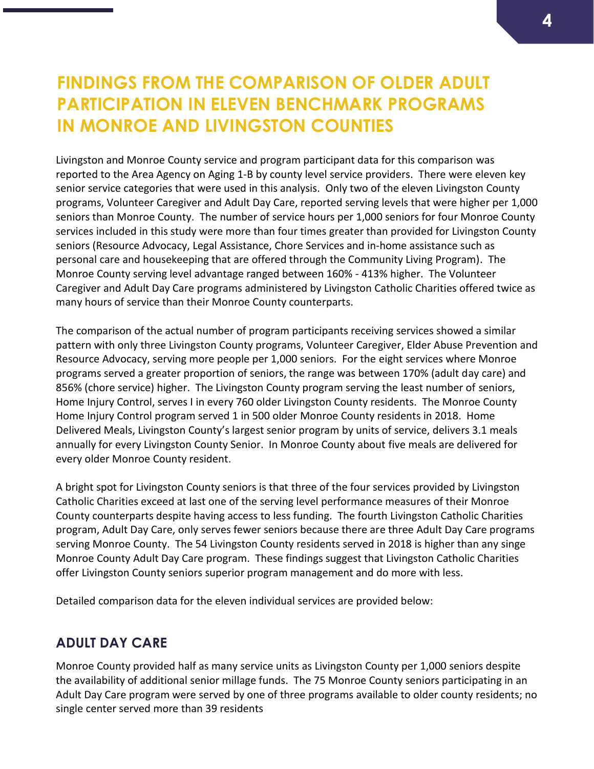# FINDINGS FROM THE COMPARISON OF OLDER ADULT PARTICIPATION IN ELEVEN BENCHMARK PROGRAMS IN MONROE AND LIVINGSTON COUNTIES

Livingston and Monroe County service and program participant data for this comparison was reported to the Area Agency on Aging 1-B by county level service providers. There were eleven key senior service categories that were used in this analysis. Only two of the eleven Livingston County programs, Volunteer Caregiver and Adult Day Care, reported serving levels that were higher per 1,000 seniors than Monroe County. The number of service hours per 1,000 seniors for four Monroe County services included in this study were more than four times greater than provided for Livingston County seniors (Resource Advocacy, Legal Assistance, Chore Services and in-home assistance such as personal care and housekeeping that are offered through the Community Living Program). The Monroe County serving level advantage ranged between 160% - 413% higher. The Volunteer Caregiver and Adult Day Care programs administered by Livingston Catholic Charities offered twice as many hours of service than their Monroe County counterparts.

The comparison of the actual number of program participants receiving services showed a similar pattern with only three Livingston County programs, Volunteer Caregiver, Elder Abuse Prevention and Resource Advocacy, serving more people per 1,000 seniors. For the eight services where Monroe programs served a greater proportion of seniors, the range was between 170% (adult day care) and 856% (chore service) higher. The Livingston County program serving the least number of seniors, Home Injury Control, serves I in every 760 older Livingston County residents. The Monroe County Home Injury Control program served 1 in 500 older Monroe County residents in 2018. Home Delivered Meals, Livingston County's largest senior program by units of service, delivers 3.1 meals annually for every Livingston County Senior. In Monroe County about five meals are delivered for every older Monroe County resident.

A bright spot for Livingston County seniors is that three of the four services provided by Livingston Catholic Charities exceed at last one of the serving level performance measures of their Monroe County counterparts despite having access to less funding. The fourth Livingston Catholic Charities program, Adult Day Care, only serves fewer seniors because there are three Adult Day Care programs serving Monroe County. The 54 Livingston County residents served in 2018 is higher than any singe Monroe County Adult Day Care program. These findings suggest that Livingston Catholic Charities offer Livingston County seniors superior program management and do more with less.

Detailed comparison data for the eleven individual services are provided below:

## ADULT DAY CARE

Monroe County provided half as many service units as Livingston County per 1,000 seniors despite the availability of additional senior millage funds. The 75 Monroe County seniors participating in an Adult Day Care program were served by one of three programs available to older county residents; no single center served more than 39 residents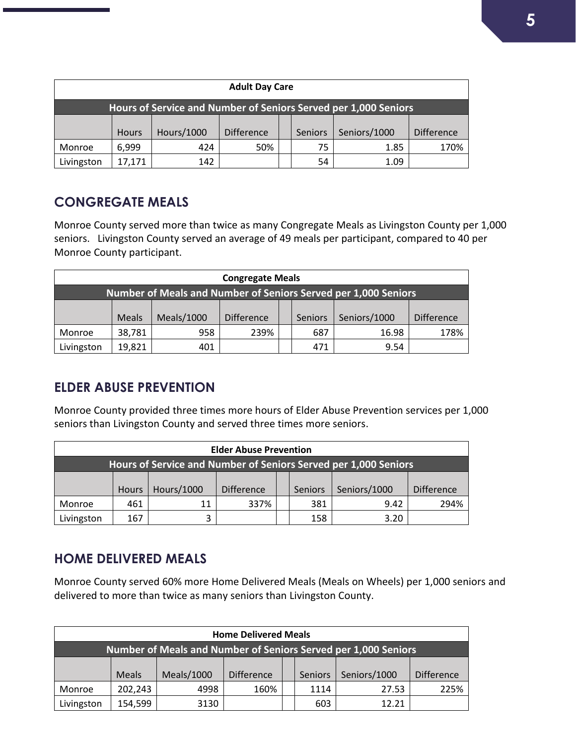| Adult Day Care | | | | | | | |
|---|---|---|---|---|---|---|---|
| Hours of Service and Number of Seniors Served per 1,000 Seniors | | | | | | | |
| | Hours | Hours/1000 | Difference | | Seniors | Seniors/1000 | Difference |
| Monroe | 6,999 | 424 | 50% | | 75 | 1.85 | 170% |
| Livingston | 17,171 | 142 | | | 54 | 1.09 | |

## CONGREGATE MEALS

Monroe County served more than twice as many Congregate Meals as Livingston County per 1,000 seniors. Livingston County served an average of 49 meals per participant, compared to 40 per Monroe County participant.

| Congregate Meals | | | | | | | |
|---|---|---|---|---|---|---|---|
| Number of Meals and Number of Seniors Served per 1,000 Seniors | | | | | | | |
| | Meals | Meals/1000 | Difference | | Seniors | Seniors/1000 | Difference |
| Monroe | 38,781 | 958 | 239% | | 687 | 16.98 | 178% |
| Livingston | 19,821 | 401 | | | 471 | 9.54 | |

## ELDER ABUSE PREVENTION

Monroe County provided three times more hours of Elder Abuse Prevention services per 1,000 seniors than Livingston County and served three times more seniors.

| Elder Abuse Prevention | | | | | | | |
|---|---|---|---|---|---|---|---|
| Hours of Service and Number of Seniors Served per 1,000 Seniors | | | | | | | |
| | Hours | Hours/1000 | Difference | | Seniors | Seniors/1000 | Difference |
| Monroe | 461 | 11 | 337% | | 381 | 9.42 | 294% |
| Livingston | 167 | 3 | | | 158 | 3.20 | |

## HOME DELIVERED MEALS

Monroe County served 60% more Home Delivered Meals (Meals on Wheels) per 1,000 seniors and delivered to more than twice as many seniors than Livingston County.

| Home Delivered Meals | | | | | | | |
|---|---|---|---|---|---|---|---|
| Number of Meals and Number of Seniors Served per 1,000 Seniors | | | | | | | |
| | Meals | Meals/1000 | Difference | | Seniors | Seniors/1000 | Difference |
| Monroe | 202,243 | 4998 | 160% | | 1114 | 27.53 | 225% |
| Livingston | 154,599 | 3130 | | | 603 | 12.21 | |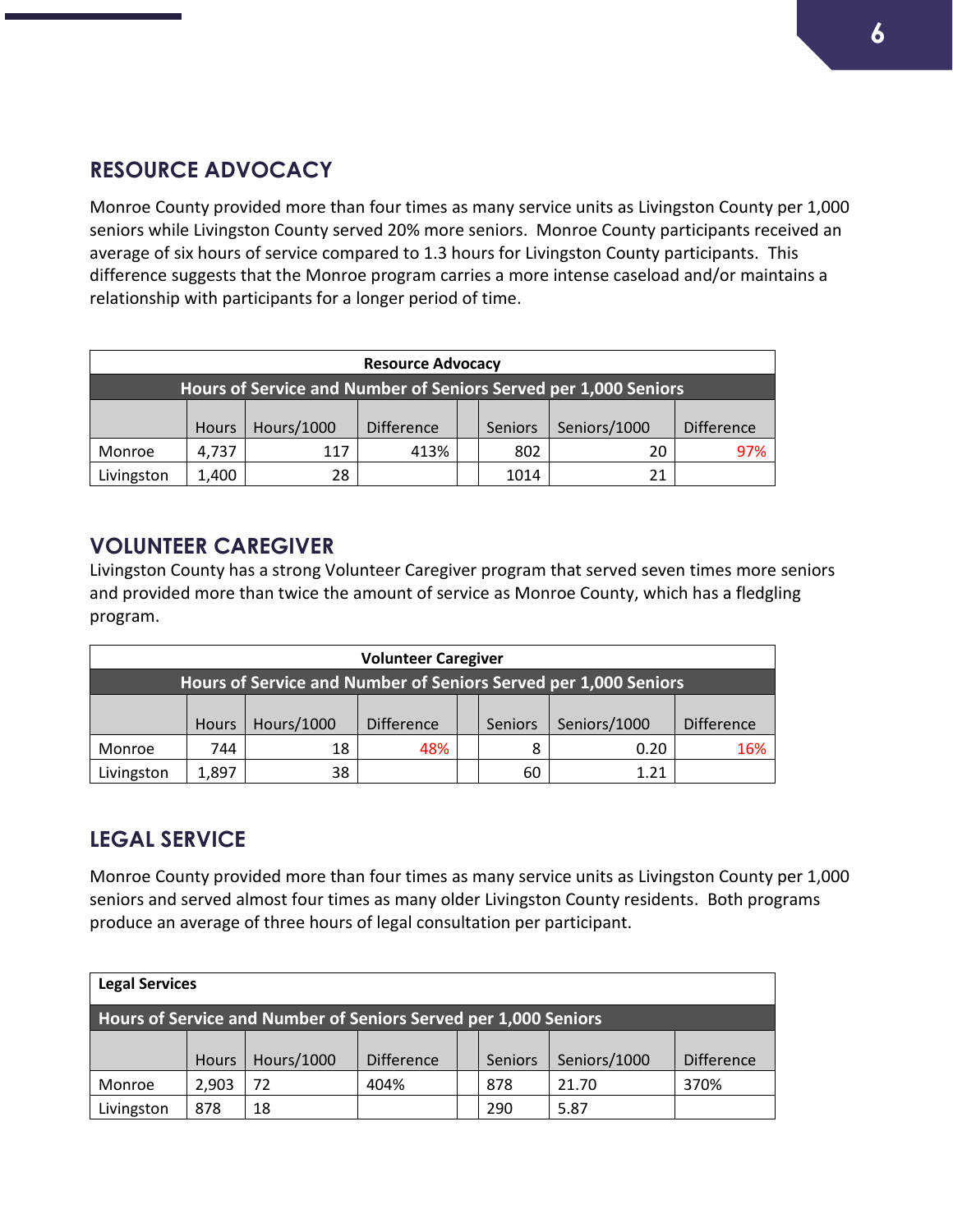## RESOURCE ADVOCACY

Monroe County provided more than four times as many service units as Livingston County per 1,000 seniors while Livingston County served 20% more seniors. Monroe County participants received an average of six hours of service compared to 1.3 hours for Livingston County participants. This difference suggests that the Monroe program carries a more intense caseload and/or maintains a relationship with participants for a longer period of time.

| Resource Advocacy | | | | | | | |
|---|---|---|---|---|---|---|---|
| Hours of Service and Number of Seniors Served per 1,000 Seniors | | | | | | | |
| | Hours | Hours/1000 | Difference | | Seniors | Seniors/1000 | Difference |
| Monroe | 4,737 | 117 | 413% | | 802 | 20 | 97% |
| Livingston | 1,400 | 28 | | | 1014 | 21 | |

## VOLUNTEER CAREGIVER

Livingston County has a strong Volunteer Caregiver program that served seven times more seniors and provided more than twice the amount of service as Monroe County, which has a fledgling program.

| Volunteer Caregiver | | | | | | | |
|---|---|---|---|---|---|---|---|
| Hours of Service and Number of Seniors Served per 1,000 Seniors | | | | | | | |
| | Hours | Hours/1000 | Difference | | Seniors | Seniors/1000 | Difference |
| Monroe | 744 | 18 | 48% | | 8 | 0.20 | 16% |
| Livingston | 1,897 | 38 | | | 60 | 1.21 | |

## LEGAL SERVICE

Monroe County provided more than four times as many service units as Livingston County per 1,000 seniors and served almost four times as many older Livingston County residents. Both programs produce an average of three hours of legal consultation per participant.

| Legal Services | | | | | | | |
|---|---|---|---|---|---|---|---|
| Hours of Service and Number of Seniors Served per 1,000 Seniors | | | | | | | |
| | Hours | Hours/1000 | Difference | | Seniors | Seniors/1000 | Difference |
| Monroe | 2,903 | 72 | 404% | | 878 | 21.70 | 370% |
| Livingston | 878 | 18 | | | 290 | 5.87 | |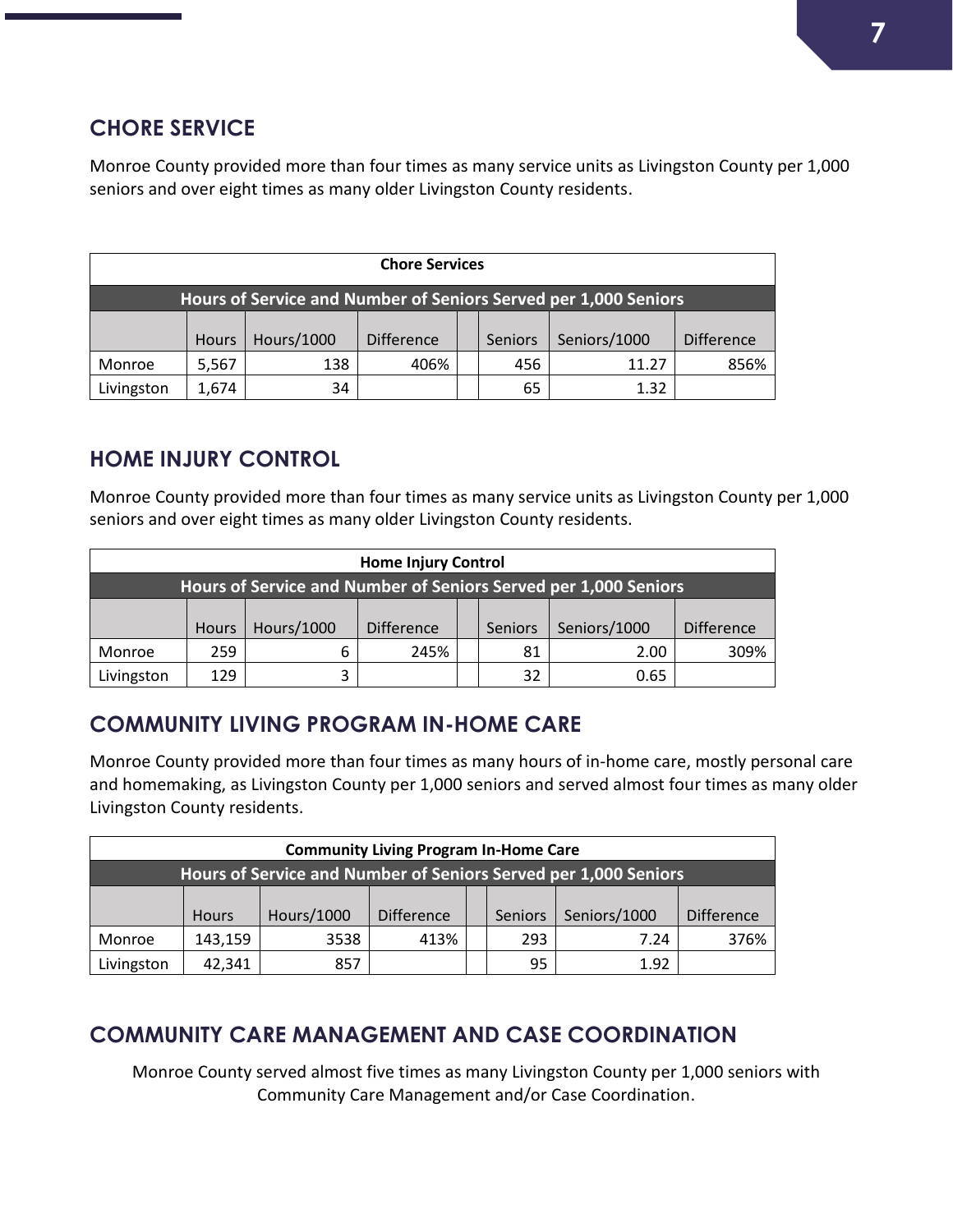## CHORE SERVICE

Monroe County provided more than four times as many service units as Livingston County per 1,000 seniors and over eight times as many older Livingston County residents.

| Chore Services | | | | | | | |
|---|---|---|---|---|---|---|---|
| Hours of Service and Number of Seniors Served per 1,000 Seniors | | | | | | | |
| | Hours | Hours/1000 | Difference | | Seniors | Seniors/1000 | Difference |
| Monroe | 5,567 | 138 | 406% | | 456 | 11.27 | 856% |
| Livingston | 1,674 | 34 | | | 65 | 1.32 | |

## HOME INJURY CONTROL

Monroe County provided more than four times as many service units as Livingston County per 1,000 seniors and over eight times as many older Livingston County residents.

| Home Injury Control | | | | | | | |
|---|---|---|---|---|---|---|---|
| Hours of Service and Number of Seniors Served per 1,000 Seniors | | | | | | | |
| | Hours | Hours/1000 | Difference | | Seniors | Seniors/1000 | Difference |
| Monroe | 259 | 6 | 245% | | 81 | 2.00 | 309% |
| Livingston | 129 | 3 | | | 32 | 0.65 | |

## COMMUNITY LIVING PROGRAM IN-HOME CARE

Monroe County provided more than four times as many hours of in-home care, mostly personal care and homemaking, as Livingston County per 1,000 seniors and served almost four times as many older Livingston County residents.

| Community Living Program In-Home Care | | | | | | | |
|---|---|---|---|---|---|---|---|
| Hours of Service and Number of Seniors Served per 1,000 Seniors | | | | | | | |
| | Hours | Hours/1000 | Difference | | Seniors | Seniors/1000 | Difference |
| Monroe | 143,159 | 3538 | 413% | | 293 | 7.24 | 376% |
| Livingston | 42,341 | 857 | | | 95 | 1.92 | |

## COMMUNITY CARE MANAGEMENT AND CASE COORDINATION

Monroe County served almost five times as many Livingston County per 1,000 seniors with Community Care Management and/or Case Coordination.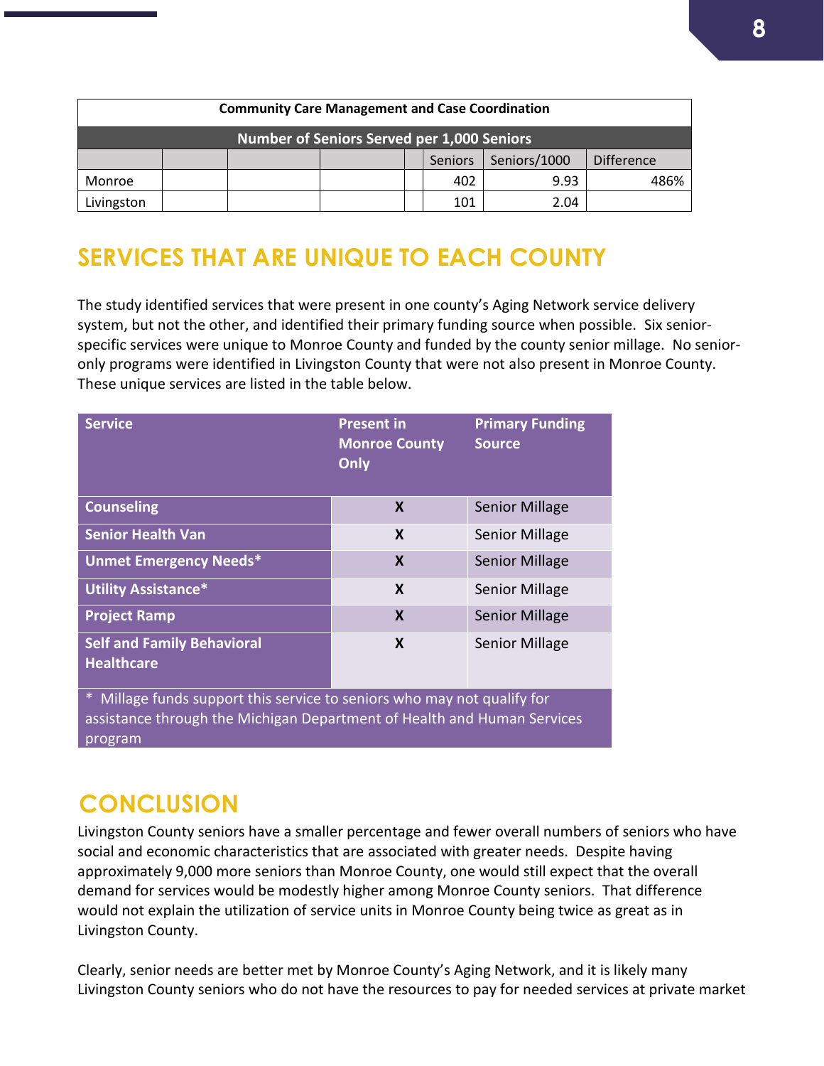| Community Care Management and Case Coordination | | | | | | | |
|---|---|---|---|---|---|---|---|
| Number of Seniors Served per 1,000 Seniors | | | | | | | |
| | | | | | Seniors | Seniors/1000 | Difference |
| Monroe | | | | | 402 | 9.93 | 486% |
| Livingston | | | | | 101 | 2.04 | |

## SERVICES THAT ARE UNIQUE TO EACH COUNTY

The study identified services that were present in one county's Aging Network service delivery system, but not the other, and identified their primary funding source when possible. Six senior-specific services were unique to Monroe County and funded by the county senior millage. No senior-only programs were identified in Livingston County that were not also present in Monroe County. These unique services are listed in the table below.

| Service | Present in Monroe County Only | Primary Funding Source |
|---|---|---|
| **Counseling** | X | Senior Millage |
| **Senior Health Van** | X | Senior Millage |
| **Unmet Emergency Needs*** | X | Senior Millage |
| **Utility Assistance*** | X | Senior Millage |
| **Project Ramp** | X | Senior Millage |
| **Self and Family Behavioral Healthcare** | X | Senior Millage |

* Millage funds support this service to seniors who may not qualify for assistance through the Michigan Department of Health and Human Services program

## CONCLUSION

Livingston County seniors have a smaller percentage and fewer overall numbers of seniors who have social and economic characteristics that are associated with greater needs. Despite having approximately 9,000 more seniors than Monroe County, one would still expect that the overall demand for services would be modestly higher among Monroe County seniors. That difference would not explain the utilization of service units in Monroe County being twice as great as in Livingston County.

Clearly, senior needs are better met by Monroe County's Aging Network, and it is likely many Livingston County seniors who do not have the resources to pay for needed services at private market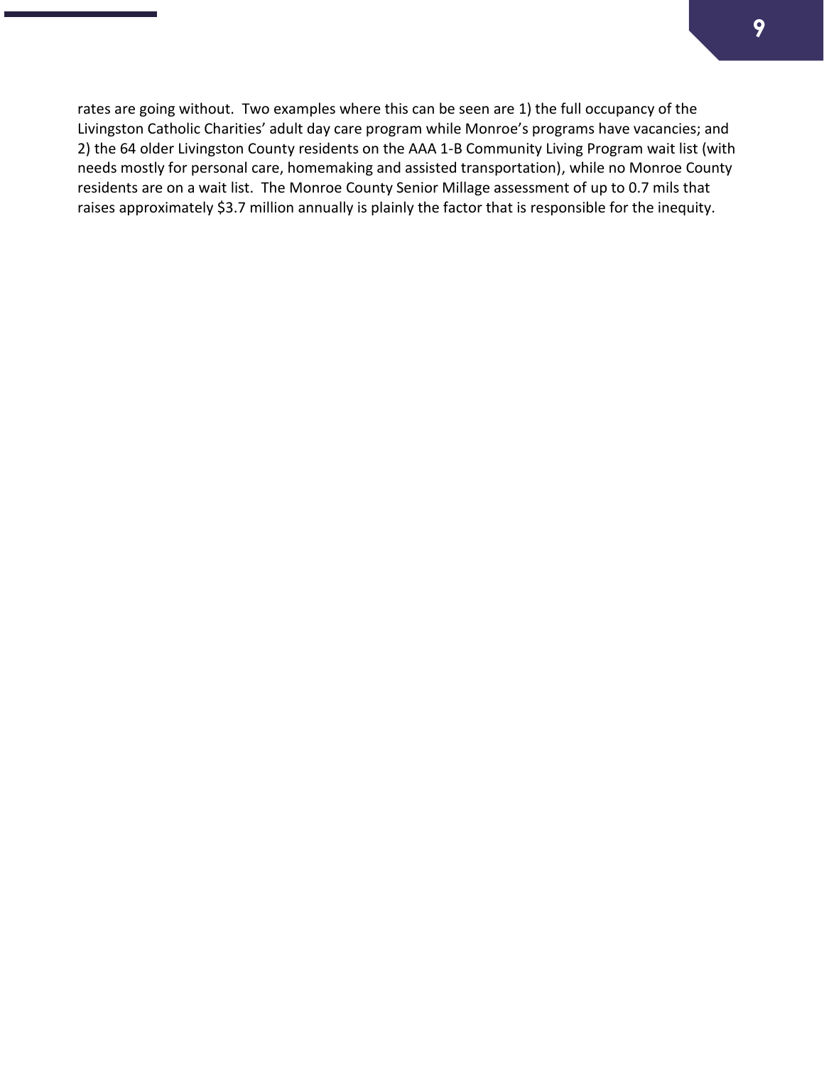rates are going without. Two examples where this can be seen are 1) the full occupancy of the Livingston Catholic Charities' adult day care program while Monroe's programs have vacancies; and 2) the 64 older Livingston County residents on the AAA 1-B Community Living Program wait list (with needs mostly for personal care, homemaking and assisted transportation), while no Monroe County residents are on a wait list. The Monroe County Senior Millage assessment of up to 0.7 mils that raises approximately $3.7 million annually is plainly the factor that is responsible for the inequity.